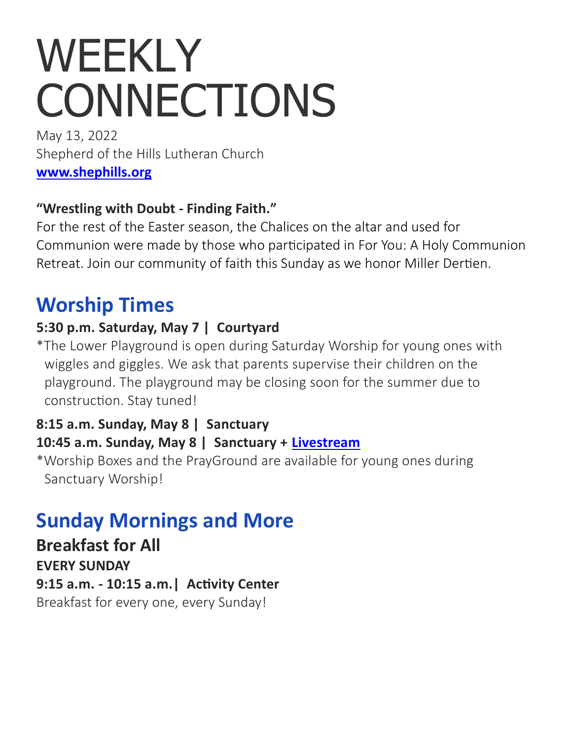# WEEKLY CONNECTIONS

May 13, 2022
Shepherd of the Hills Lutheran Church
**[www.shephills.org](http://www.shephills.org)**

**"Wrestling with Doubt - Finding Faith."**
For the rest of the Easter season, the Chalices on the altar and used for Communion were made by those who participated in For You: A Holy Communion Retreat. Join our community of faith this Sunday as we honor Miller Dertien.

## Worship Times

**5:30 p.m. Saturday, May 7 | Courtyard**

*The Lower Playground is open during Saturday Worship for young ones with wiggles and giggles. We ask that parents supervise their children on the playground. The playground may be closing soon for the summer due to construction. Stay tuned!

**8:15 a.m. Sunday, May 8 | Sanctuary**
**10:45 a.m. Sunday, May 8 | Sanctuary + Livestream**

*Worship Boxes and the PrayGround are available for young ones during Sanctuary Worship!

## Sunday Mornings and More

### Breakfast for All

**EVERY SUNDAY**
**9:15 a.m. - 10:15 a.m.| Activity Center**
Breakfast for every one, every Sunday!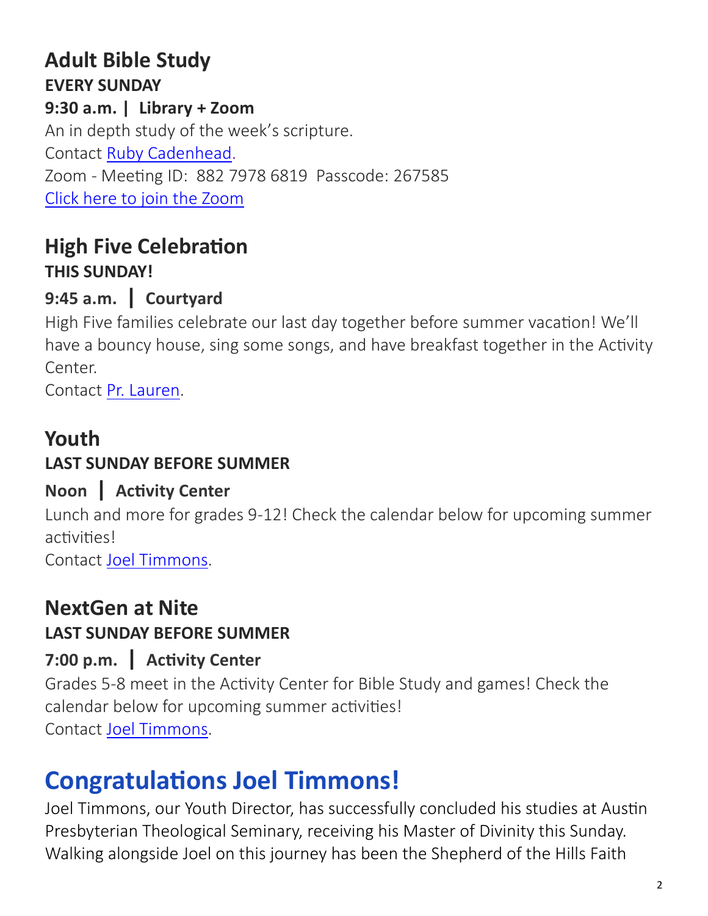## Adult Bible Study

**EVERY SUNDAY**

**9:30 a.m. | Library + Zoom**

An in depth study of the week's scripture.
Contact Ruby Cadenhead.
Zoom - Meeting ID: 882 7978 6819 Passcode: 267585
Click here to join the Zoom

## High Five Celebration

**THIS SUNDAY!**

**9:45 a.m. | Courtyard**

High Five families celebrate our last day together before summer vacation! We'll have a bouncy house, sing some songs, and have breakfast together in the Activity Center.
Contact Pr. Lauren.

## Youth

**LAST SUNDAY BEFORE SUMMER**

**Noon | Activity Center**

Lunch and more for grades 9-12! Check the calendar below for upcoming summer activities!
Contact Joel Timmons.

## NextGen at Nite

**LAST SUNDAY BEFORE SUMMER**

**7:00 p.m. | Activity Center**

Grades 5-8 meet in the Activity Center for Bible Study and games! Check the calendar below for upcoming summer activities!
Contact Joel Timmons.

# Congratulations Joel Timmons!

Joel Timmons, our Youth Director, has successfully concluded his studies at Austin Presbyterian Theological Seminary, receiving his Master of Divinity this Sunday. Walking alongside Joel on this journey has been the Shepherd of the Hills Faith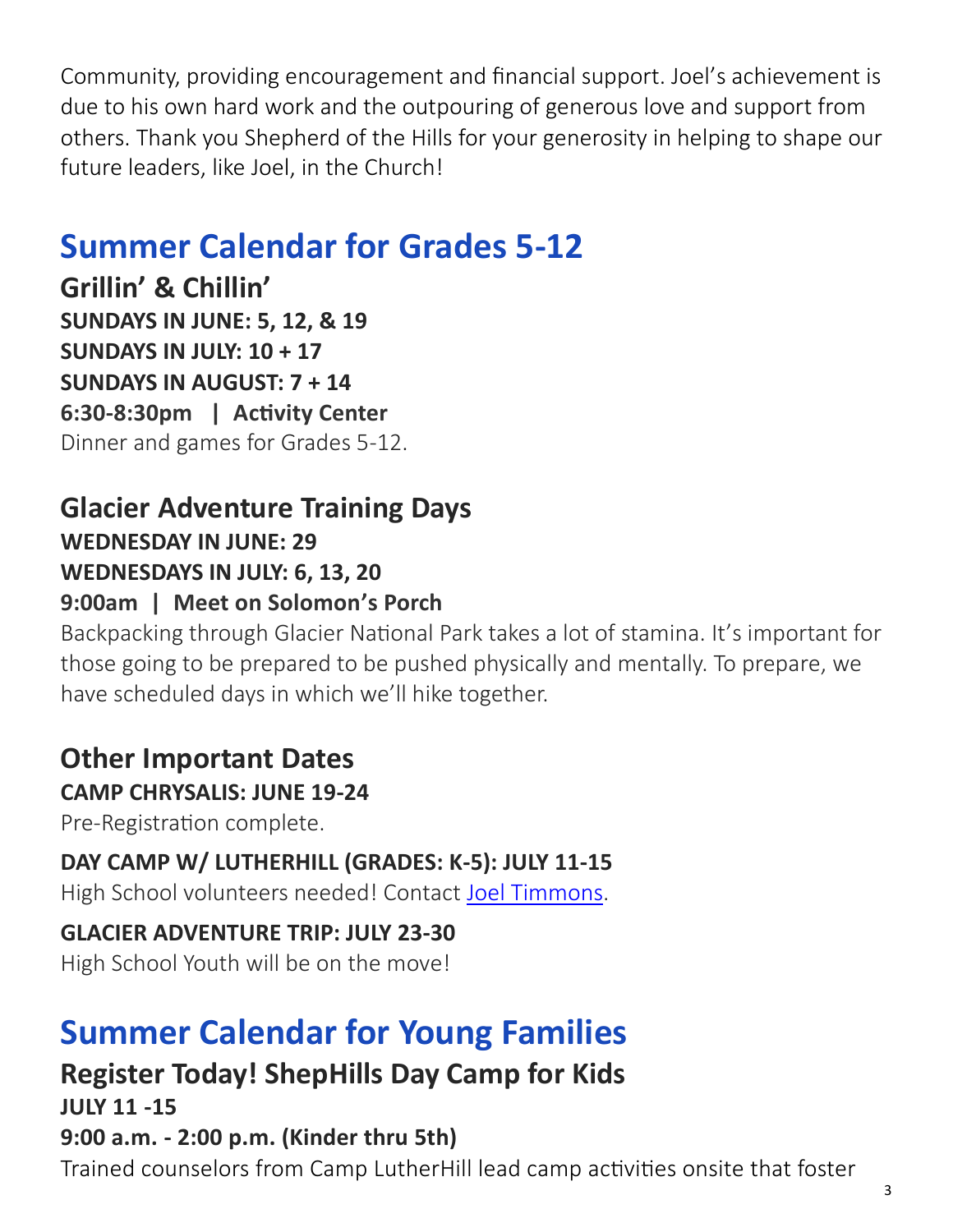Community, providing encouragement and financial support. Joel's achievement is due to his own hard work and the outpouring of generous love and support from others. Thank you Shepherd of the Hills for your generosity in helping to shape our future leaders, like Joel, in the Church!

## Summer Calendar for Grades 5-12

### Grillin' & Chillin'

**SUNDAYS IN JUNE: 5, 12, & 19**
**SUNDAYS IN JULY: 10 + 17**
**SUNDAYS IN AUGUST: 7 + 14**
**6:30-8:30pm | Activity Center**

Dinner and games for Grades 5-12.

### Glacier Adventure Training Days

**WEDNESDAY IN JUNE: 29**
**WEDNESDAYS IN JULY: 6, 13, 20**
**9:00am | Meet on Solomon's Porch**

Backpacking through Glacier National Park takes a lot of stamina. It's important for those going to be prepared to be pushed physically and mentally. To prepare, we have scheduled days in which we'll hike together.

### Other Important Dates

**CAMP CHRYSALIS: JUNE 19-24**

Pre-Registration complete.

**DAY CAMP W/ LUTHERHILL (GRADES: K-5): JULY 11-15**

High School volunteers needed! Contact Joel Timmons.

**GLACIER ADVENTURE TRIP: JULY 23-30**

High School Youth will be on the move!

## Summer Calendar for Young Families

### Register Today! ShepHills Day Camp for Kids

**JULY 11 -15**
**9:00 a.m. - 2:00 p.m. (Kinder thru 5th)**

Trained counselors from Camp LutherHill lead camp activities onsite that foster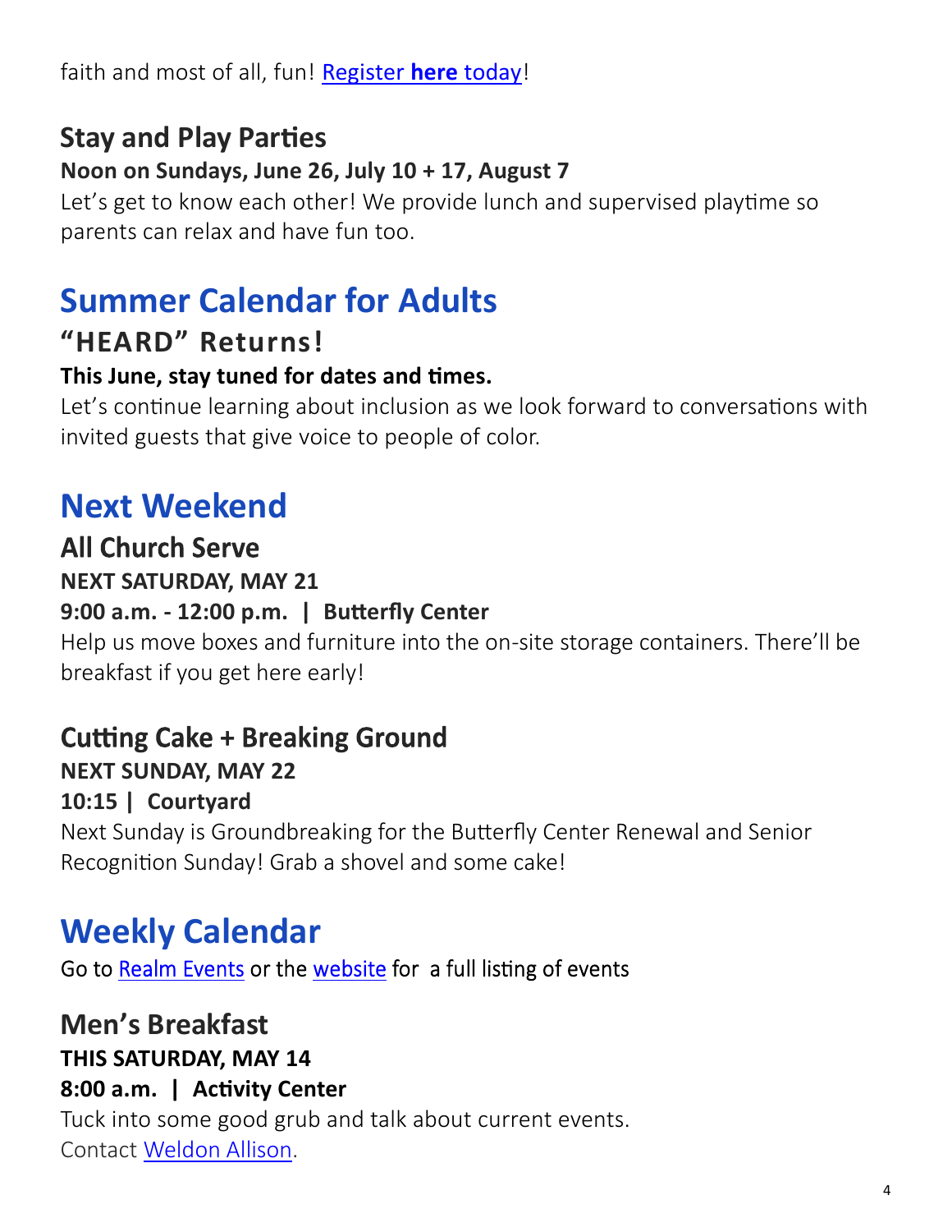faith and most of all, fun! Register **here** today!

### Stay and Play Parties

**Noon on Sundays, June 26, July 10 + 17, August 7**

Let's get to know each other! We provide lunch and supervised playtime so parents can relax and have fun too.

## Summer Calendar for Adults

### "HEARD" Returns!

**This June, stay tuned for dates and times.**

Let's continue learning about inclusion as we look forward to conversations with invited guests that give voice to people of color.

## Next Weekend

### All Church Serve

**NEXT SATURDAY, MAY 21**

**9:00 a.m. - 12:00 p.m. | Butterfly Center**

Help us move boxes and furniture into the on-site storage containers. There'll be breakfast if you get here early!

### Cutting Cake + Breaking Ground

**NEXT SUNDAY, MAY 22**

**10:15 | Courtyard**

Next Sunday is Groundbreaking for the Butterfly Center Renewal and Senior Recognition Sunday! Grab a shovel and some cake!

## Weekly Calendar

Go to Realm Events or the website for a full listing of events

### Men's Breakfast

**THIS SATURDAY, MAY 14**

**8:00 a.m. | Activity Center**

Tuck into some good grub and talk about current events.
Contact Weldon Allison.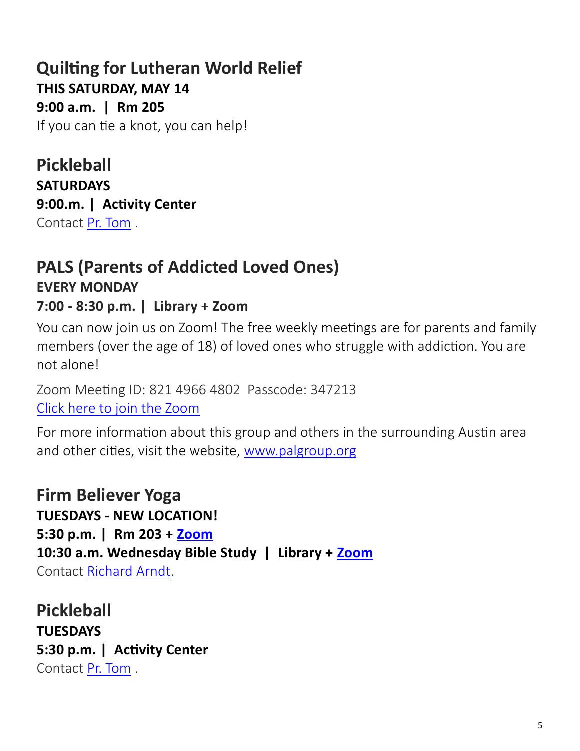## Quilting for Lutheran World Relief

**THIS SATURDAY, MAY 14**

**9:00 a.m. | Rm 205**

If you can tie a knot, you can help!

## Pickleball

**SATURDAYS**

**9:00.m. | Activity Center**

Contact Pr. Tom .

## PALS (Parents of Addicted Loved Ones)

**EVERY MONDAY**

**7:00 - 8:30 p.m. | Library + Zoom**

You can now join us on Zoom! The free weekly meetings are for parents and family members (over the age of 18) of loved ones who struggle with addiction. You are not alone!

Zoom Meeting ID: 821 4966 4802 Passcode: 347213

Click here to join the Zoom

For more information about this group and others in the surrounding Austin area and other cities, visit the website, www.palgroup.org

## Firm Believer Yoga

**TUESDAYS - NEW LOCATION!**

**5:30 p.m. | Rm 203 + Zoom**

**10:30 a.m. Wednesday Bible Study | Library + Zoom**

Contact Richard Arndt.

## Pickleball

**TUESDAYS**

**5:30 p.m. | Activity Center**

Contact Pr. Tom .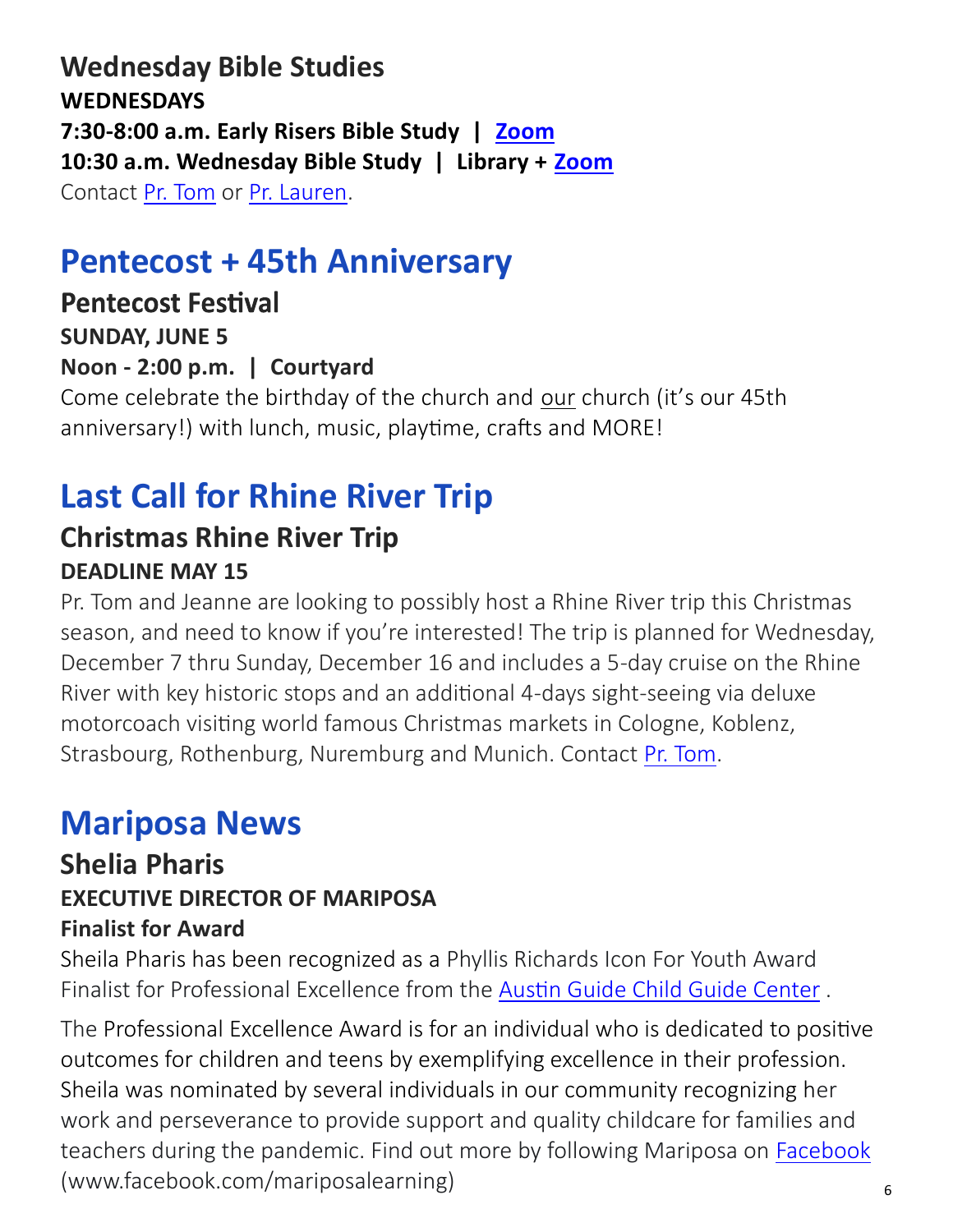### Wednesday Bible Studies

**WEDNESDAYS**

**7:30-8:00 a.m. Early Risers Bible Study | Zoom**

**10:30 a.m. Wednesday Bible Study | Library + Zoom**

Contact Pr. Tom or Pr. Lauren.

## Pentecost + 45th Anniversary

### Pentecost Festival

**SUNDAY, JUNE 5**

**Noon - 2:00 p.m. | Courtyard**

Come celebrate the birthday of the church and our church (it's our 45th anniversary!) with lunch, music, playtime, crafts and MORE!

## Last Call for Rhine River Trip

### Christmas Rhine River Trip

**DEADLINE MAY 15**

Pr. Tom and Jeanne are looking to possibly host a Rhine River trip this Christmas season, and need to know if you're interested! The trip is planned for Wednesday, December 7 thru Sunday, December 16 and includes a 5-day cruise on the Rhine River with key historic stops and an additional 4-days sight-seeing via deluxe motorcoach visiting world famous Christmas markets in Cologne, Koblenz, Strasbourg, Rothenburg, Nuremburg and Munich. Contact Pr. Tom.

## Mariposa News

### Shelia Pharis

**EXECUTIVE DIRECTOR OF MARIPOSA**

**Finalist for Award**

Sheila Pharis has been recognized as a Phyllis Richards Icon For Youth Award Finalist for Professional Excellence from the Austin Guide Child Guide Center .

The Professional Excellence Award is for an individual who is dedicated to positive outcomes for children and teens by exemplifying excellence in their profession. Sheila was nominated by several individuals in our community recognizing her work and perseverance to provide support and quality childcare for families and teachers during the pandemic. Find out more by following Mariposa on Facebook (www.facebook.com/mariposalearning)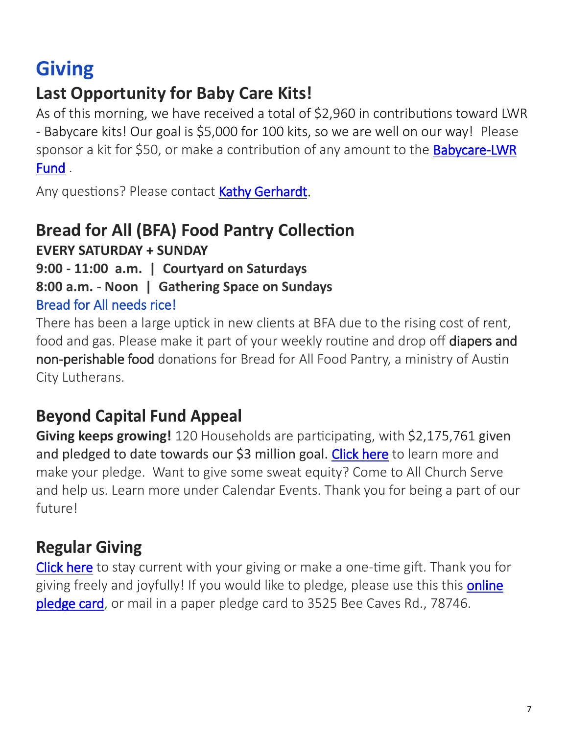# Giving

## Last Opportunity for Baby Care Kits!

As of this morning, we have received a total of $2,960 in contributions toward LWR - Babycare kits! Our goal is $5,000 for 100 kits, so we are well on our way! Please sponsor a kit for $50, or make a contribution of any amount to the Babycare-LWR Fund .

Any questions? Please contact Kathy Gerhardt.

## Bread for All (BFA) Food Pantry Collection

**EVERY SATURDAY + SUNDAY**

**9:00 - 11:00 a.m. | Courtyard on Saturdays**

**8:00 a.m. - Noon | Gathering Space on Sundays**

Bread for All needs rice!

There has been a large uptick in new clients at BFA due to the rising cost of rent, food and gas. Please make it part of your weekly routine and drop off diapers and non-perishable food donations for Bread for All Food Pantry, a ministry of Austin City Lutherans.

## Beyond Capital Fund Appeal

**Giving keeps growing!** 120 Households are participating, with $2,175,761 given and pledged to date towards our $3 million goal. Click here to learn more and make your pledge. Want to give some sweat equity? Come to All Church Serve and help us. Learn more under Calendar Events. Thank you for being a part of our future!

## Regular Giving

Click here to stay current with your giving or make a one-time gift. Thank you for giving freely and joyfully! If you would like to pledge, please use this this online pledge card, or mail in a paper pledge card to 3525 Bee Caves Rd., 78746.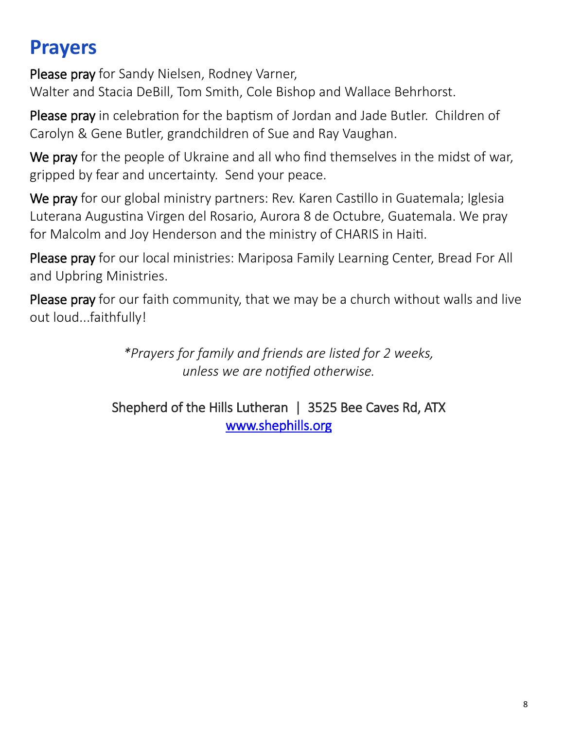# Prayers

**Please pray** for Sandy Nielsen, Rodney Varner, Walter and Stacia DeBill, Tom Smith, Cole Bishop and Wallace Behrhorst.

**Please pray** in celebration for the baptism of Jordan and Jade Butler. Children of Carolyn & Gene Butler, grandchildren of Sue and Ray Vaughan.

**We pray** for the people of Ukraine and all who find themselves in the midst of war, gripped by fear and uncertainty. Send your peace.

**We pray** for our global ministry partners: Rev. Karen Castillo in Guatemala; Iglesia Luterana Augustina Virgen del Rosario, Aurora 8 de Octubre, Guatemala. We pray for Malcolm and Joy Henderson and the ministry of CHARIS in Haiti.

**Please pray** for our local ministries: Mariposa Family Learning Center, Bread For All and Upbring Ministries.

**Please pray** for our faith community, that we may be a church without walls and live out loud...faithfully!

*\*Prayers for family and friends are listed for 2 weeks, unless we are notified otherwise.*

Shepherd of the Hills Lutheran | 3525 Bee Caves Rd, ATX
www.shephills.org